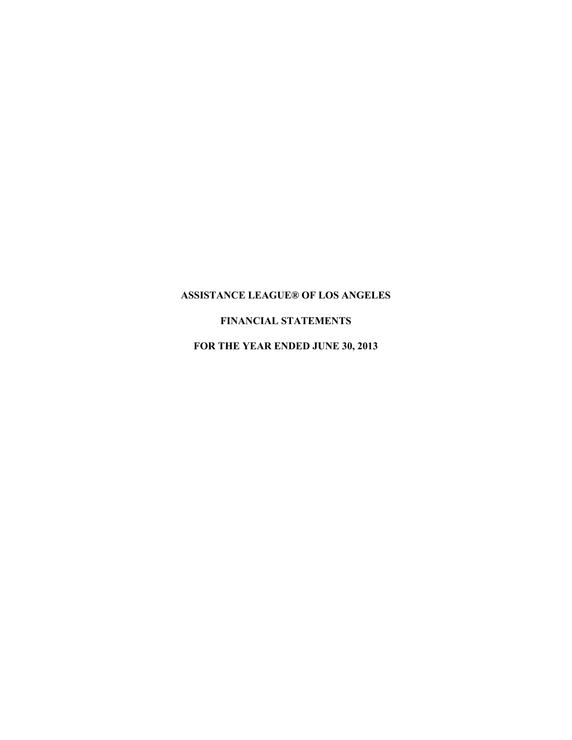# ASSISTANCE LEAGUE® OF LOS ANGELES

## FINANCIAL STATEMENTS

## FOR THE YEAR ENDED JUNE 30, 2013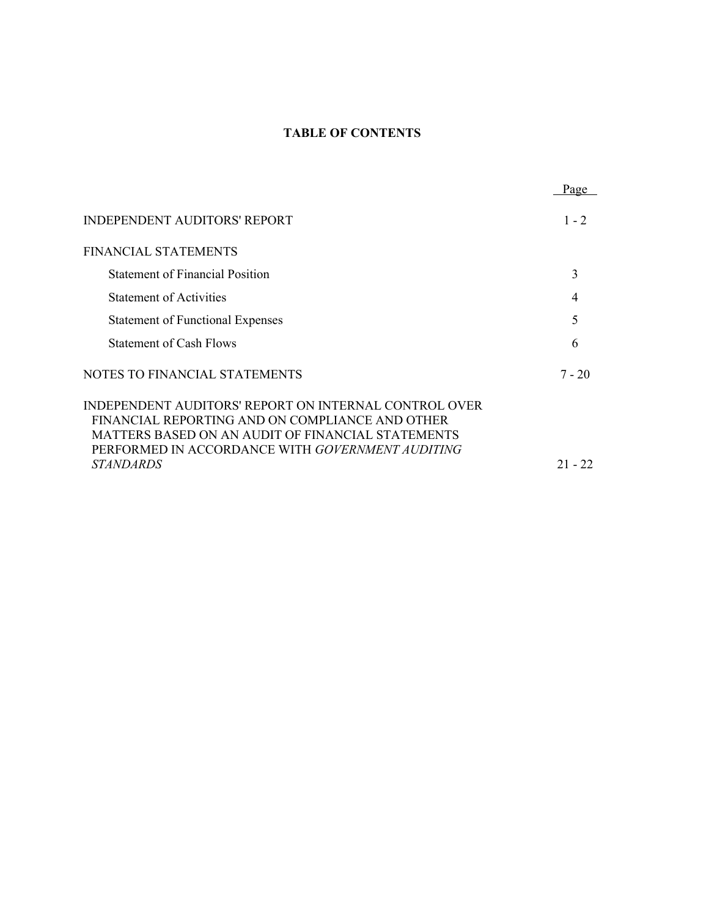# TABLE OF CONTENTS

| | Page |
|---|---|
| INDEPENDENT AUDITORS' REPORT | 1 - 2 |
| FINANCIAL STATEMENTS | |
| Statement of Financial Position | 3 |
| Statement of Activities | 4 |
| Statement of Functional Expenses | 5 |
| Statement of Cash Flows | 6 |
| NOTES TO FINANCIAL STATEMENTS | 7 - 20 |
| INDEPENDENT AUDITORS' REPORT ON INTERNAL CONTROL OVER FINANCIAL REPORTING AND ON COMPLIANCE AND OTHER MATTERS BASED ON AN AUDIT OF FINANCIAL STATEMENTS PERFORMED IN ACCORDANCE WITH *GOVERNMENT AUDITING STANDARDS* | 21 - 22 |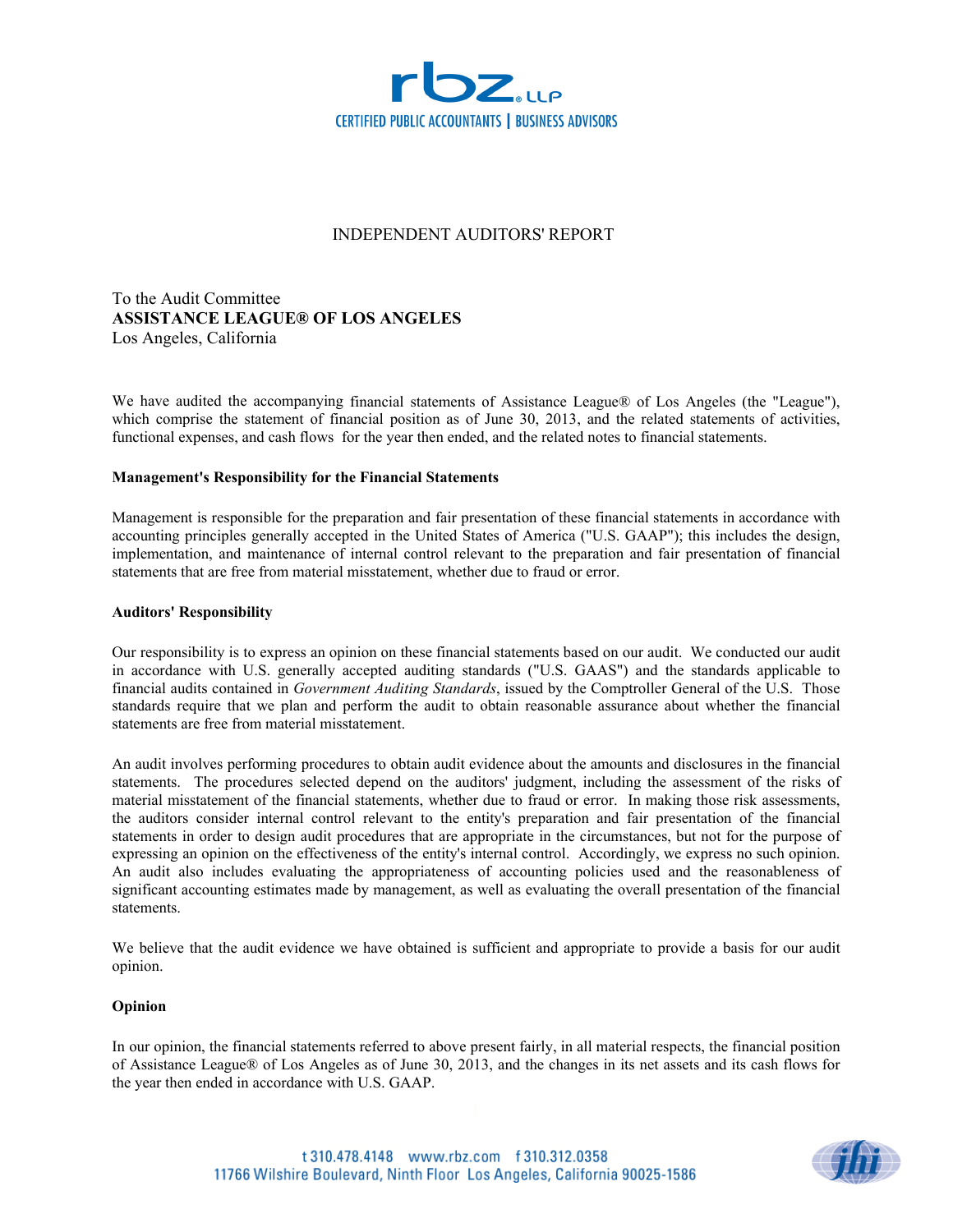rbz LLP
CERTIFIED PUBLIC ACCOUNTANTS | BUSINESS ADVISORS

# INDEPENDENT AUDITORS' REPORT

To the Audit Committee
**ASSISTANCE LEAGUE® OF LOS ANGELES**
Los Angeles, California

We have audited the accompanying financial statements of Assistance League® of Los Angeles (the "League"), which comprise the statement of financial position as of June 30, 2013, and the related statements of activities, functional expenses, and cash flows for the year then ended, and the related notes to financial statements.

**Management's Responsibility for the Financial Statements**

Management is responsible for the preparation and fair presentation of these financial statements in accordance with accounting principles generally accepted in the United States of America ("U.S. GAAP"); this includes the design, implementation, and maintenance of internal control relevant to the preparation and fair presentation of financial statements that are free from material misstatement, whether due to fraud or error.

**Auditors' Responsibility**

Our responsibility is to express an opinion on these financial statements based on our audit. We conducted our audit in accordance with U.S. generally accepted auditing standards ("U.S. GAAS") and the standards applicable to financial audits contained in *Government Auditing Standards*, issued by the Comptroller General of the U.S. Those standards require that we plan and perform the audit to obtain reasonable assurance about whether the financial statements are free from material misstatement.

An audit involves performing procedures to obtain audit evidence about the amounts and disclosures in the financial statements. The procedures selected depend on the auditors' judgment, including the assessment of the risks of material misstatement of the financial statements, whether due to fraud or error. In making those risk assessments, the auditors consider internal control relevant to the entity's preparation and fair presentation of the financial statements in order to design audit procedures that are appropriate in the circumstances, but not for the purpose of expressing an opinion on the effectiveness of the entity's internal control. Accordingly, we express no such opinion. An audit also includes evaluating the appropriateness of accounting policies used and the reasonableness of significant accounting estimates made by management, as well as evaluating the overall presentation of the financial statements.

We believe that the audit evidence we have obtained is sufficient and appropriate to provide a basis for our audit opinion.

**Opinion**

In our opinion, the financial statements referred to above present fairly, in all material respects, the financial position of Assistance League® of Los Angeles as of June 30, 2013, and the changes in its net assets and its cash flows for the year then ended in accordance with U.S. GAAP.

t 310.478.4148 www.rbz.com f 310.312.0358
11766 Wilshire Boulevard, Ninth Floor Los Angeles, California 90025-1586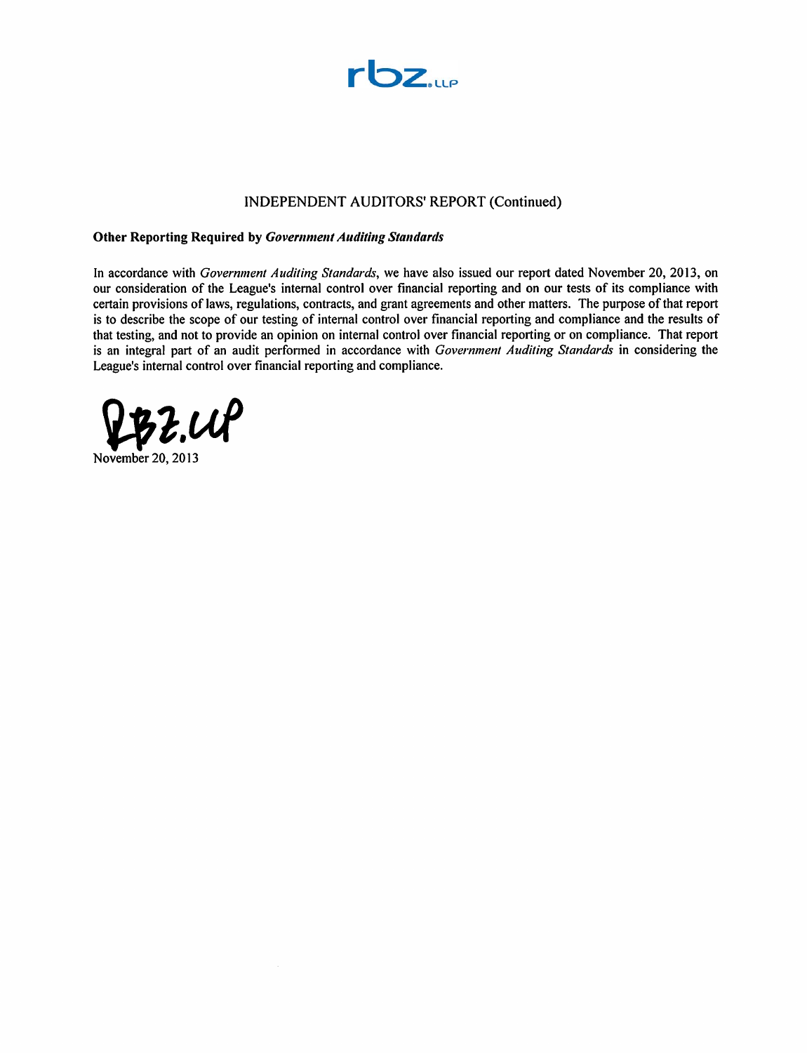rbz.LLP

# INDEPENDENT AUDITORS' REPORT (Continued)

**Other Reporting Required by *Government Auditing Standards***

In accordance with *Government Auditing Standards*, we have also issued our report dated November 20, 2013, on our consideration of the League's internal control over financial reporting and on our tests of its compliance with certain provisions of laws, regulations, contracts, and grant agreements and other matters. The purpose of that report is to describe the scope of our testing of internal control over financial reporting and compliance and the results of that testing, and not to provide an opinion on internal control over financial reporting or on compliance. That report is an integral part of an audit performed in accordance with *Government Auditing Standards* in considering the League's internal control over financial reporting and compliance.

RBZ, LLP

November 20, 2013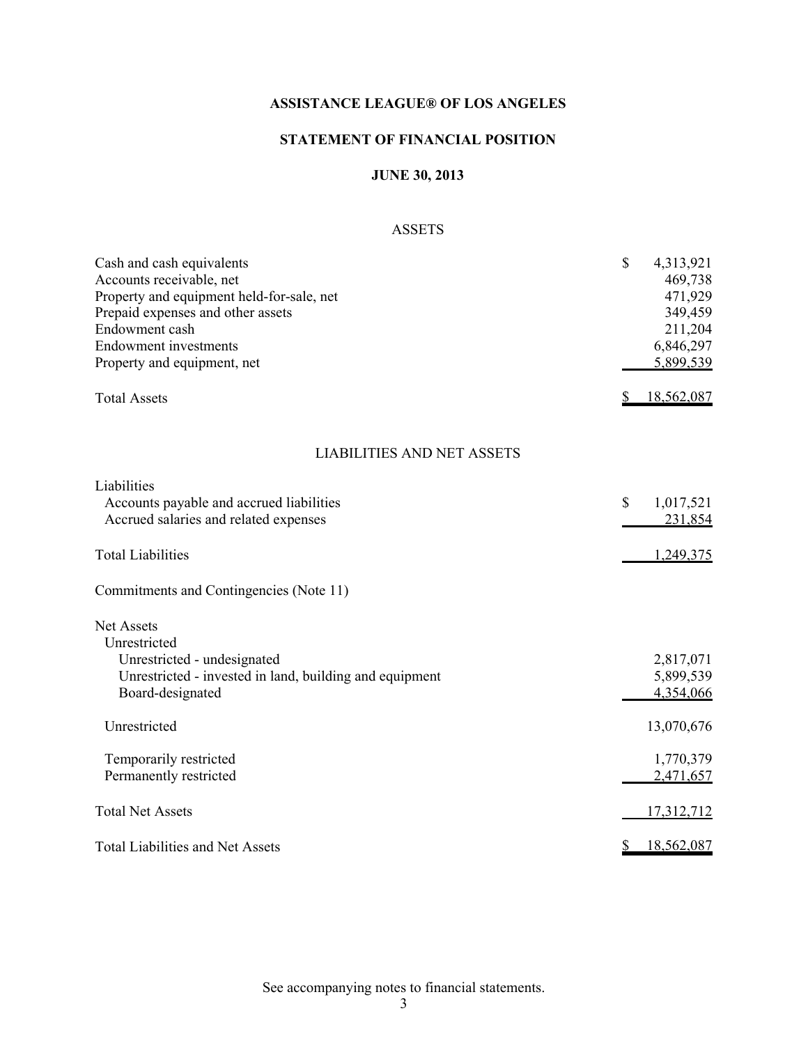# ASSISTANCE LEAGUE® OF LOS ANGELES

## STATEMENT OF FINANCIAL POSITION

### JUNE 30, 2013

#### ASSETS

| | |
|---|---|
| Cash and cash equivalents | $ 4,313,921 |
| Accounts receivable, net | 469,738 |
| Property and equipment held-for-sale, net | 471,929 |
| Prepaid expenses and other assets | 349,459 |
| Endowment cash | 211,204 |
| Endowment investments | 6,846,297 |
| Property and equipment, net | 5,899,539 |
| Total Assets | $ 18,562,087 |

#### LIABILITIES AND NET ASSETS

| | |
|---|---|
| Liabilities | |
| Accounts payable and accrued liabilities | $ 1,017,521 |
| Accrued salaries and related expenses | 231,854 |
| Total Liabilities | 1,249,375 |
| Commitments and Contingencies (Note 11) | |
| Net Assets | |
| Unrestricted | |
| Unrestricted - undesignated | 2,817,071 |
| Unrestricted - invested in land, building and equipment | 5,899,539 |
| Board-designated | 4,354,066 |
| Unrestricted | 13,070,676 |
| Temporarily restricted | 1,770,379 |
| Permanently restricted | 2,471,657 |
| Total Net Assets | 17,312,712 |
| Total Liabilities and Net Assets | $ 18,562,087 |

See accompanying notes to financial statements.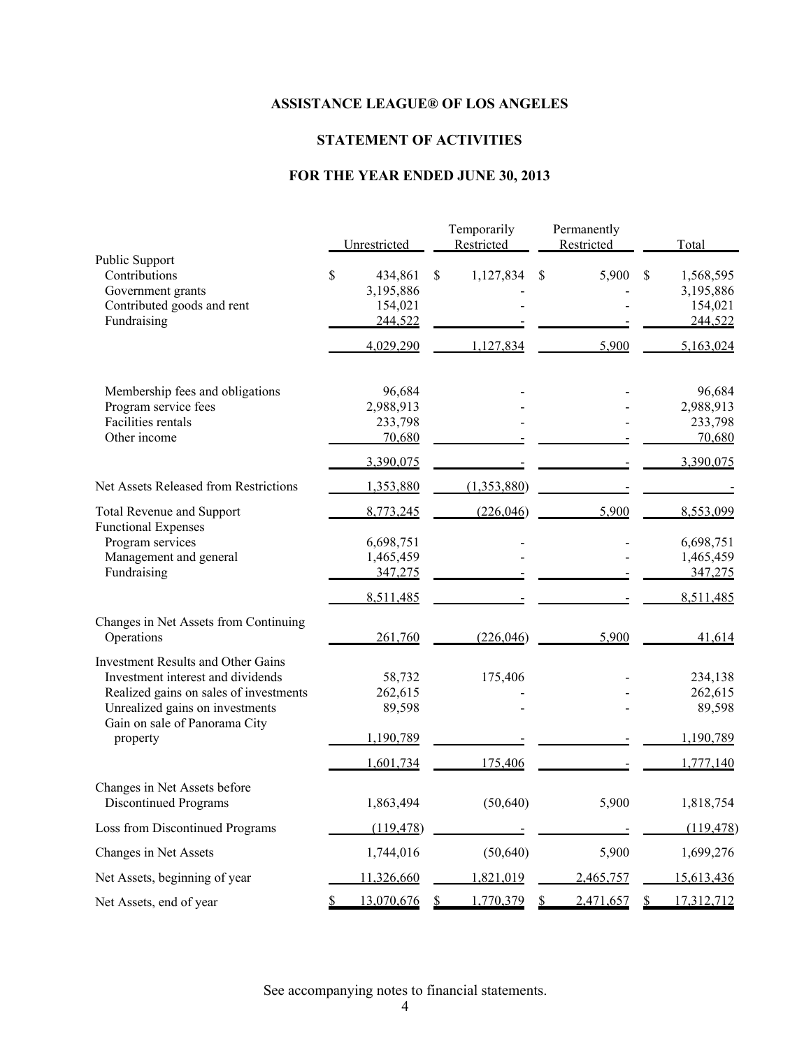# ASSISTANCE LEAGUE® OF LOS ANGELES

## STATEMENT OF ACTIVITIES

## FOR THE YEAR ENDED JUNE 30, 2013

| | Unrestricted | Temporarily Restricted | Permanently Restricted | Total |
|---|---|---|---|---|
| Public Support | | | | |
| Contributions | $ 434,861 | $ 1,127,834 | $ 5,900 | $ 1,568,595 |
| Government grants | 3,195,886 | - | - | 3,195,886 |
| Contributed goods and rent | 154,021 | - | - | 154,021 |
| Fundraising | 244,522 | - | - | 244,522 |
| | 4,029,290 | 1,127,834 | 5,900 | 5,163,024 |
| Membership fees and obligations | 96,684 | - | - | 96,684 |
| Program service fees | 2,988,913 | - | - | 2,988,913 |
| Facilities rentals | 233,798 | - | - | 233,798 |
| Other income | 70,680 | - | - | 70,680 |
| | 3,390,075 | - | - | 3,390,075 |
| Net Assets Released from Restrictions | 1,353,880 | (1,353,880) | - | - |
| Total Revenue and Support | 8,773,245 | (226,046) | 5,900 | 8,553,099 |
| Functional Expenses | | | | |
| Program services | 6,698,751 | - | - | 6,698,751 |
| Management and general | 1,465,459 | - | - | 1,465,459 |
| Fundraising | 347,275 | - | - | 347,275 |
| | 8,511,485 | - | - | 8,511,485 |
| Changes in Net Assets from Continuing Operations | 261,760 | (226,046) | 5,900 | 41,614 |
| Investment Results and Other Gains | | | | |
| Investment interest and dividends | 58,732 | 175,406 | - | 234,138 |
| Realized gains on sales of investments | 262,615 | - | - | 262,615 |
| Unrealized gains on investments | 89,598 | - | - | 89,598 |
| Gain on sale of Panorama City property | 1,190,789 | - | - | 1,190,789 |
| | 1,601,734 | 175,406 | - | 1,777,140 |
| Changes in Net Assets before Discontinued Programs | 1,863,494 | (50,640) | 5,900 | 1,818,754 |
| Loss from Discontinued Programs | (119,478) | - | - | (119,478) |
| Changes in Net Assets | 1,744,016 | (50,640) | 5,900 | 1,699,276 |
| Net Assets, beginning of year | 11,326,660 | 1,821,019 | 2,465,757 | 15,613,436 |
| Net Assets, end of year | $ 13,070,676 | $ 1,770,379 | $ 2,471,657 | $ 17,312,712 |

See accompanying notes to financial statements.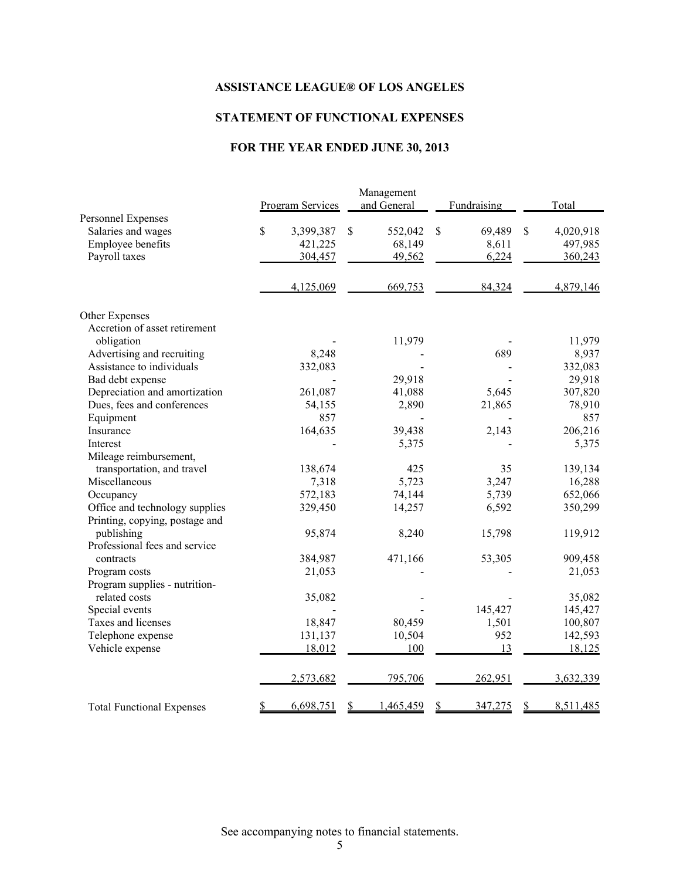**ASSISTANCE LEAGUE® OF LOS ANGELES**

**STATEMENT OF FUNCTIONAL EXPENSES**

**FOR THE YEAR ENDED JUNE 30, 2013**

| | Program Services | Management and General | Fundraising | Total |
|---|---|---|---|---|
| Personnel Expenses | | | | |
| Salaries and wages | $ 3,399,387 | $ 552,042 | $ 69,489 | $ 4,020,918 |
| Employee benefits | 421,225 | 68,149 | 8,611 | 497,985 |
| Payroll taxes | 304,457 | 49,562 | 6,224 | 360,243 |
| | 4,125,069 | 669,753 | 84,324 | 4,879,146 |
| Other Expenses | | | | |
| Accretion of asset retirement obligation | - | 11,979 | - | 11,979 |
| Advertising and recruiting | 8,248 | - | 689 | 8,937 |
| Assistance to individuals | 332,083 | - | - | 332,083 |
| Bad debt expense | - | 29,918 | - | 29,918 |
| Depreciation and amortization | 261,087 | 41,088 | 5,645 | 307,820 |
| Dues, fees and conferences | 54,155 | 2,890 | 21,865 | 78,910 |
| Equipment | 857 | - | - | 857 |
| Insurance | 164,635 | 39,438 | 2,143 | 206,216 |
| Interest | - | 5,375 | - | 5,375 |
| Mileage reimbursement, transportation, and travel | 138,674 | 425 | 35 | 139,134 |
| Miscellaneous | 7,318 | 5,723 | 3,247 | 16,288 |
| Occupancy | 572,183 | 74,144 | 5,739 | 652,066 |
| Office and technology supplies | 329,450 | 14,257 | 6,592 | 350,299 |
| Printing, copying, postage and publishing | 95,874 | 8,240 | 15,798 | 119,912 |
| Professional fees and service contracts | 384,987 | 471,166 | 53,305 | 909,458 |
| Program costs | 21,053 | - | - | 21,053 |
| Program supplies - nutrition-related costs | 35,082 | - | - | 35,082 |
| Special events | - | - | 145,427 | 145,427 |
| Taxes and licenses | 18,847 | 80,459 | 1,501 | 100,807 |
| Telephone expense | 131,137 | 10,504 | 952 | 142,593 |
| Vehicle expense | 18,012 | 100 | 13 | 18,125 |
| | 2,573,682 | 795,706 | 262,951 | 3,632,339 |
| Total Functional Expenses | $ 6,698,751 | $ 1,465,459 | $ 347,275 | $ 8,511,485 |

See accompanying notes to financial statements.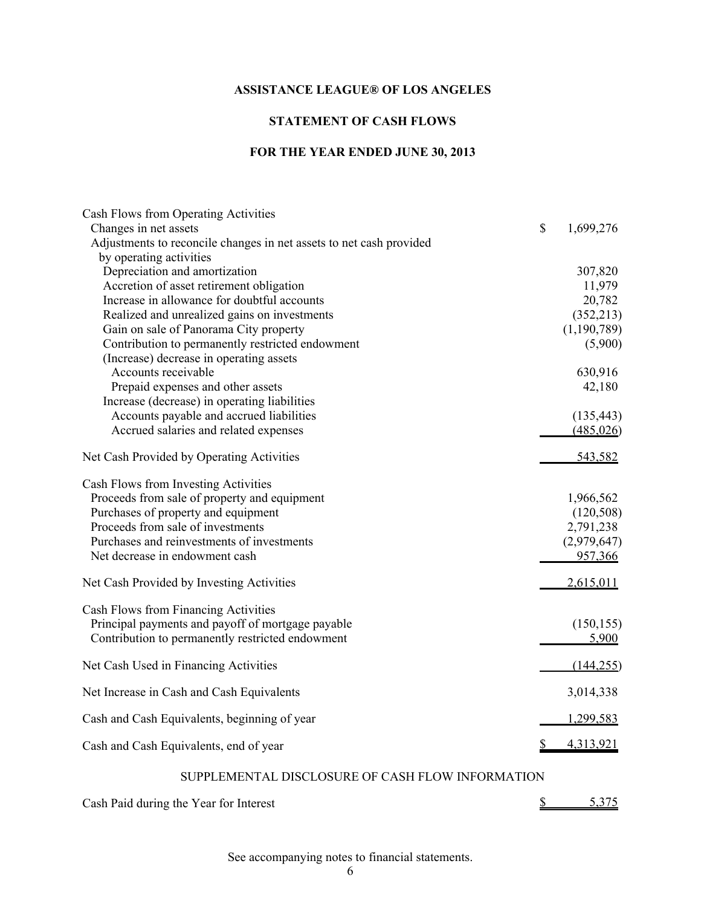# ASSISTANCE LEAGUE® OF LOS ANGELES

## STATEMENT OF CASH FLOWS

### FOR THE YEAR ENDED JUNE 30, 2013

| | |
|---|---|
| **Cash Flows from Operating Activities** | |
| Changes in net assets | $ 1,699,276 |
| Adjustments to reconcile changes in net assets to net cash provided by operating activities | |
| Depreciation and amortization | 307,820 |
| Accretion of asset retirement obligation | 11,979 |
| Increase in allowance for doubtful accounts | 20,782 |
| Realized and unrealized gains on investments | (352,213) |
| Gain on sale of Panorama City property | (1,190,789) |
| Contribution to permanently restricted endowment | (5,900) |
| (Increase) decrease in operating assets | |
| Accounts receivable | 630,916 |
| Prepaid expenses and other assets | 42,180 |
| Increase (decrease) in operating liabilities | |
| Accounts payable and accrued liabilities | (135,443) |
| Accrued salaries and related expenses | (485,026) |
| **Net Cash Provided by Operating Activities** | 543,582 |
| **Cash Flows from Investing Activities** | |
| Proceeds from sale of property and equipment | 1,966,562 |
| Purchases of property and equipment | (120,508) |
| Proceeds from sale of investments | 2,791,238 |
| Purchases and reinvestments of investments | (2,979,647) |
| Net decrease in endowment cash | 957,366 |
| **Net Cash Provided by Investing Activities** | 2,615,011 |
| **Cash Flows from Financing Activities** | |
| Principal payments and payoff of mortgage payable | (150,155) |
| Contribution to permanently restricted endowment | 5,900 |
| **Net Cash Used in Financing Activities** | (144,255) |
| Net Increase in Cash and Cash Equivalents | 3,014,338 |
| Cash and Cash Equivalents, beginning of year | 1,299,583 |
| Cash and Cash Equivalents, end of year | $ 4,313,921 |

SUPPLEMENTAL DISCLOSURE OF CASH FLOW INFORMATION

| | |
|---|---|
| Cash Paid during the Year for Interest | $ 5,375 |

See accompanying notes to financial statements.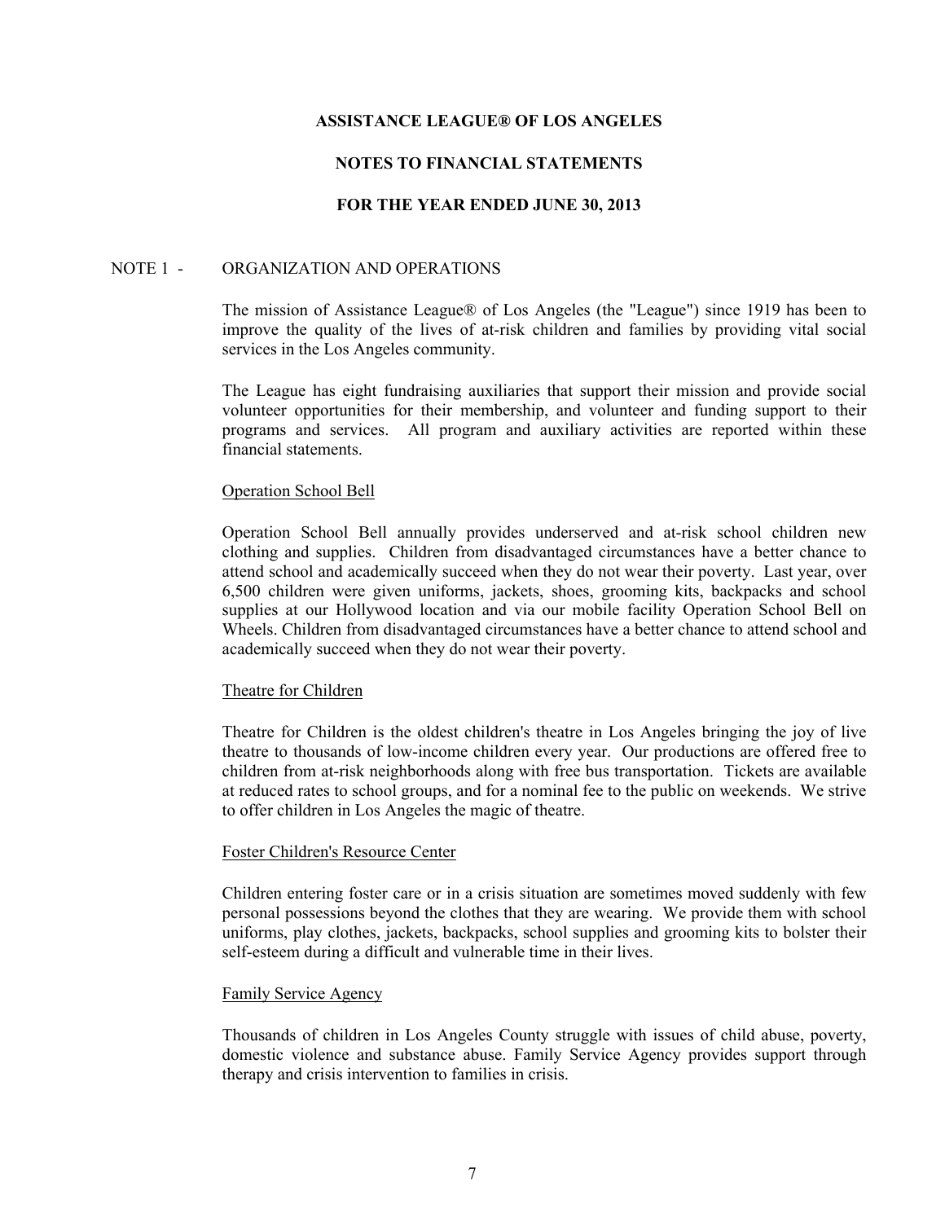**ASSISTANCE LEAGUE® OF LOS ANGELES**

**NOTES TO FINANCIAL STATEMENTS**

**FOR THE YEAR ENDED JUNE 30, 2013**

NOTE 1 - ORGANIZATION AND OPERATIONS

The mission of Assistance League® of Los Angeles (the "League") since 1919 has been to improve the quality of the lives of at-risk children and families by providing vital social services in the Los Angeles community.

The League has eight fundraising auxiliaries that support their mission and provide social volunteer opportunities for their membership, and volunteer and funding support to their programs and services. All program and auxiliary activities are reported within these financial statements.

Operation School Bell

Operation School Bell annually provides underserved and at-risk school children new clothing and supplies. Children from disadvantaged circumstances have a better chance to attend school and academically succeed when they do not wear their poverty. Last year, over 6,500 children were given uniforms, jackets, shoes, grooming kits, backpacks and school supplies at our Hollywood location and via our mobile facility Operation School Bell on Wheels. Children from disadvantaged circumstances have a better chance to attend school and academically succeed when they do not wear their poverty.

Theatre for Children

Theatre for Children is the oldest children's theatre in Los Angeles bringing the joy of live theatre to thousands of low-income children every year. Our productions are offered free to children from at-risk neighborhoods along with free bus transportation. Tickets are available at reduced rates to school groups, and for a nominal fee to the public on weekends. We strive to offer children in Los Angeles the magic of theatre.

Foster Children's Resource Center

Children entering foster care or in a crisis situation are sometimes moved suddenly with few personal possessions beyond the clothes that they are wearing. We provide them with school uniforms, play clothes, jackets, backpacks, school supplies and grooming kits to bolster their self-esteem during a difficult and vulnerable time in their lives.

Family Service Agency

Thousands of children in Los Angeles County struggle with issues of child abuse, poverty, domestic violence and substance abuse. Family Service Agency provides support through therapy and crisis intervention to families in crisis.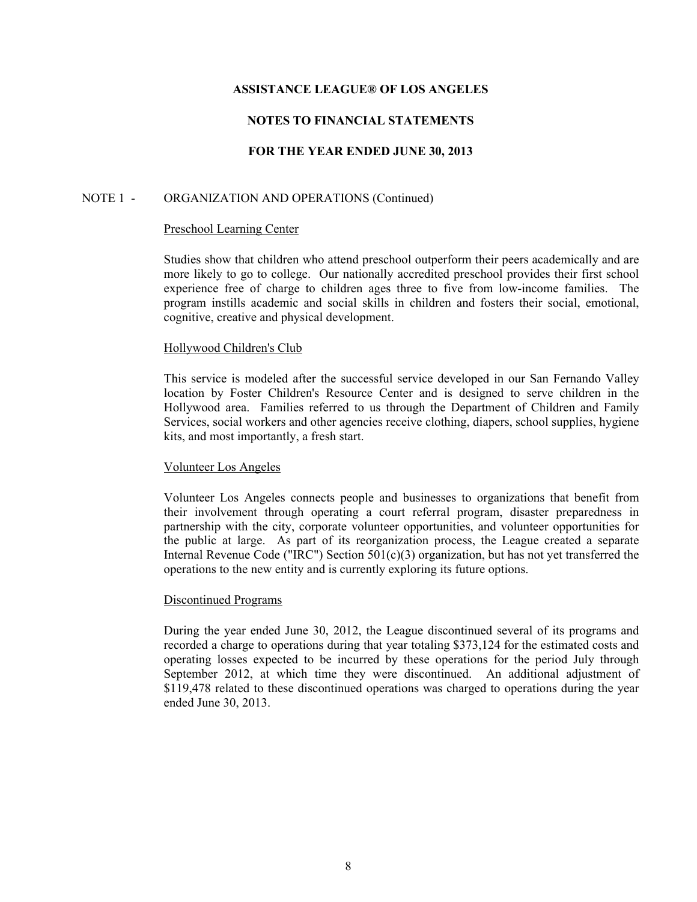**ASSISTANCE LEAGUE® OF LOS ANGELES**

**NOTES TO FINANCIAL STATEMENTS**

**FOR THE YEAR ENDED JUNE 30, 2013**

NOTE 1 - ORGANIZATION AND OPERATIONS (Continued)

Preschool Learning Center

Studies show that children who attend preschool outperform their peers academically and are more likely to go to college. Our nationally accredited preschool provides their first school experience free of charge to children ages three to five from low-income families. The program instills academic and social skills in children and fosters their social, emotional, cognitive, creative and physical development.

Hollywood Children's Club

This service is modeled after the successful service developed in our San Fernando Valley location by Foster Children's Resource Center and is designed to serve children in the Hollywood area. Families referred to us through the Department of Children and Family Services, social workers and other agencies receive clothing, diapers, school supplies, hygiene kits, and most importantly, a fresh start.

Volunteer Los Angeles

Volunteer Los Angeles connects people and businesses to organizations that benefit from their involvement through operating a court referral program, disaster preparedness in partnership with the city, corporate volunteer opportunities, and volunteer opportunities for the public at large. As part of its reorganization process, the League created a separate Internal Revenue Code ("IRC") Section 501(c)(3) organization, but has not yet transferred the operations to the new entity and is currently exploring its future options.

Discontinued Programs

During the year ended June 30, 2012, the League discontinued several of its programs and recorded a charge to operations during that year totaling $373,124 for the estimated costs and operating losses expected to be incurred by these operations for the period July through September 2012, at which time they were discontinued. An additional adjustment of $119,478 related to these discontinued operations was charged to operations during the year ended June 30, 2013.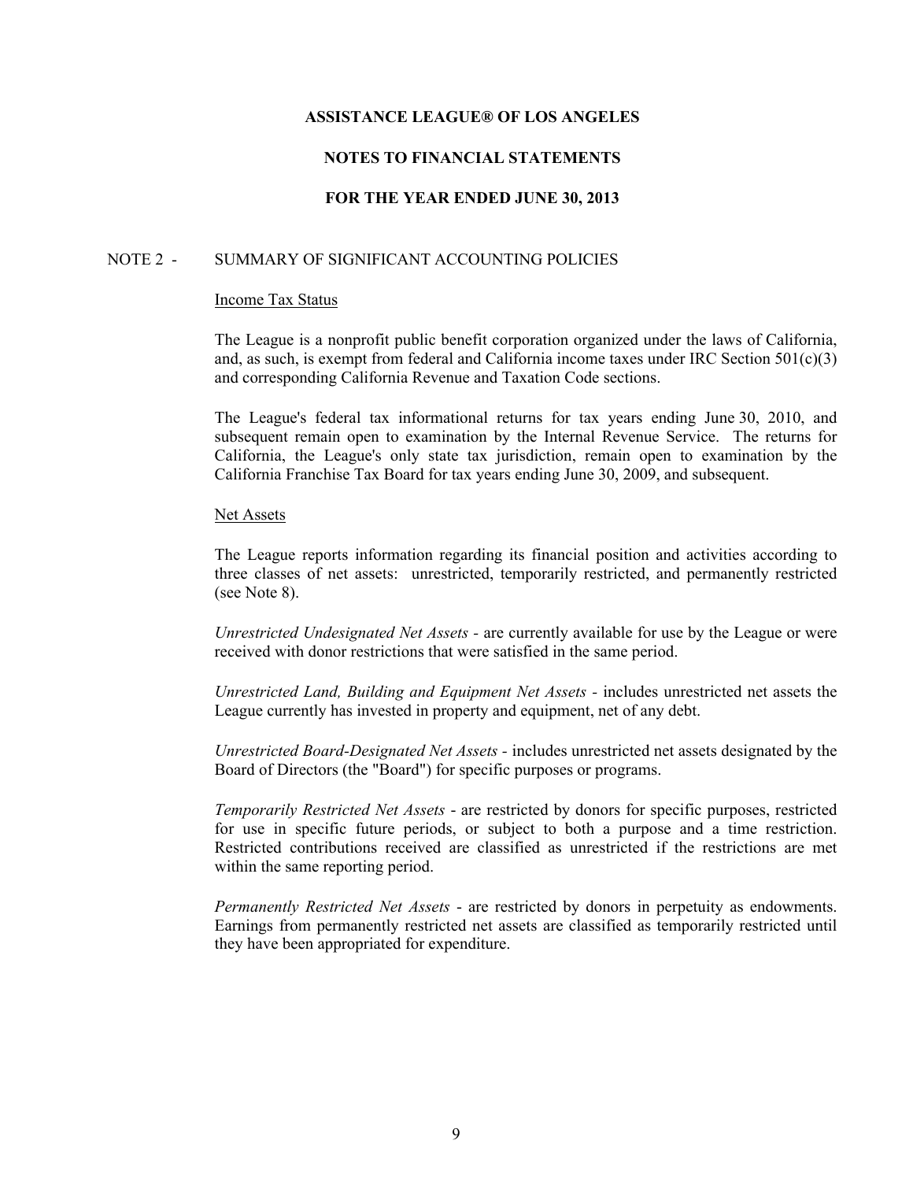**ASSISTANCE LEAGUE® OF LOS ANGELES**

**NOTES TO FINANCIAL STATEMENTS**

**FOR THE YEAR ENDED JUNE 30, 2013**

NOTE 2 - SUMMARY OF SIGNIFICANT ACCOUNTING POLICIES

Income Tax Status

The League is a nonprofit public benefit corporation organized under the laws of California, and, as such, is exempt from federal and California income taxes under IRC Section 501(c)(3) and corresponding California Revenue and Taxation Code sections.

The League's federal tax informational returns for tax years ending June 30, 2010, and subsequent remain open to examination by the Internal Revenue Service. The returns for California, the League's only state tax jurisdiction, remain open to examination by the California Franchise Tax Board for tax years ending June 30, 2009, and subsequent.

Net Assets

The League reports information regarding its financial position and activities according to three classes of net assets: unrestricted, temporarily restricted, and permanently restricted (see Note 8).

*Unrestricted Undesignated Net Assets* - are currently available for use by the League or were received with donor restrictions that were satisfied in the same period.

*Unrestricted Land, Building and Equipment Net Assets* - includes unrestricted net assets the League currently has invested in property and equipment, net of any debt.

*Unrestricted Board-Designated Net Assets* - includes unrestricted net assets designated by the Board of Directors (the "Board") for specific purposes or programs.

*Temporarily Restricted Net Assets* - are restricted by donors for specific purposes, restricted for use in specific future periods, or subject to both a purpose and a time restriction. Restricted contributions received are classified as unrestricted if the restrictions are met within the same reporting period.

*Permanently Restricted Net Assets* - are restricted by donors in perpetuity as endowments. Earnings from permanently restricted net assets are classified as temporarily restricted until they have been appropriated for expenditure.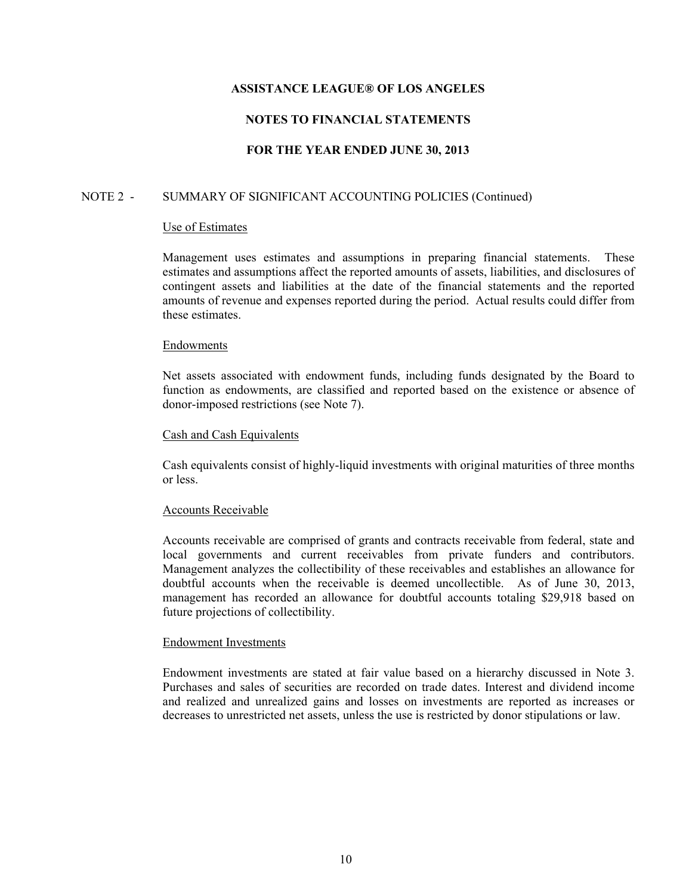# ASSISTANCE LEAGUE® OF LOS ANGELES

## NOTES TO FINANCIAL STATEMENTS

## FOR THE YEAR ENDED JUNE 30, 2013

NOTE 2 - SUMMARY OF SIGNIFICANT ACCOUNTING POLICIES (Continued)

Use of Estimates

Management uses estimates and assumptions in preparing financial statements. These estimates and assumptions affect the reported amounts of assets, liabilities, and disclosures of contingent assets and liabilities at the date of the financial statements and the reported amounts of revenue and expenses reported during the period. Actual results could differ from these estimates.

Endowments

Net assets associated with endowment funds, including funds designated by the Board to function as endowments, are classified and reported based on the existence or absence of donor-imposed restrictions (see Note 7).

Cash and Cash Equivalents

Cash equivalents consist of highly-liquid investments with original maturities of three months or less.

Accounts Receivable

Accounts receivable are comprised of grants and contracts receivable from federal, state and local governments and current receivables from private funders and contributors. Management analyzes the collectibility of these receivables and establishes an allowance for doubtful accounts when the receivable is deemed uncollectible. As of June 30, 2013, management has recorded an allowance for doubtful accounts totaling $29,918 based on future projections of collectibility.

Endowment Investments

Endowment investments are stated at fair value based on a hierarchy discussed in Note 3. Purchases and sales of securities are recorded on trade dates. Interest and dividend income and realized and unrealized gains and losses on investments are reported as increases or decreases to unrestricted net assets, unless the use is restricted by donor stipulations or law.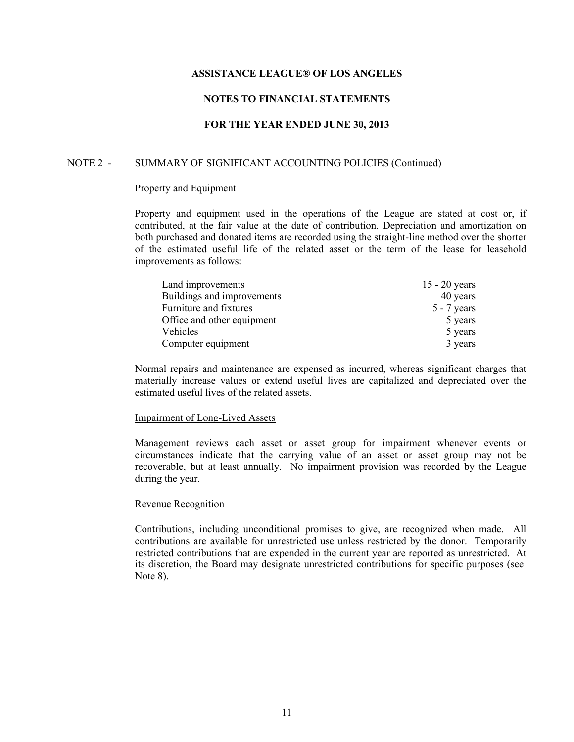**ASSISTANCE LEAGUE® OF LOS ANGELES**

**NOTES TO FINANCIAL STATEMENTS**

**FOR THE YEAR ENDED JUNE 30, 2013**

NOTE 2 - SUMMARY OF SIGNIFICANT ACCOUNTING POLICIES (Continued)

Property and Equipment

Property and equipment used in the operations of the League are stated at cost or, if contributed, at the fair value at the date of contribution. Depreciation and amortization on both purchased and donated items are recorded using the straight-line method over the shorter of the estimated useful life of the related asset or the term of the lease for leasehold improvements as follows:

| | |
|---|---|
| Land improvements | 15 - 20 years |
| Buildings and improvements | 40 years |
| Furniture and fixtures | 5 - 7 years |
| Office and other equipment | 5 years |
| Vehicles | 5 years |
| Computer equipment | 3 years |

Normal repairs and maintenance are expensed as incurred, whereas significant charges that materially increase values or extend useful lives are capitalized and depreciated over the estimated useful lives of the related assets.

Impairment of Long-Lived Assets

Management reviews each asset or asset group for impairment whenever events or circumstances indicate that the carrying value of an asset or asset group may not be recoverable, but at least annually. No impairment provision was recorded by the League during the year.

Revenue Recognition

Contributions, including unconditional promises to give, are recognized when made. All contributions are available for unrestricted use unless restricted by the donor. Temporarily restricted contributions that are expended in the current year are reported as unrestricted. At its discretion, the Board may designate unrestricted contributions for specific purposes (see Note 8).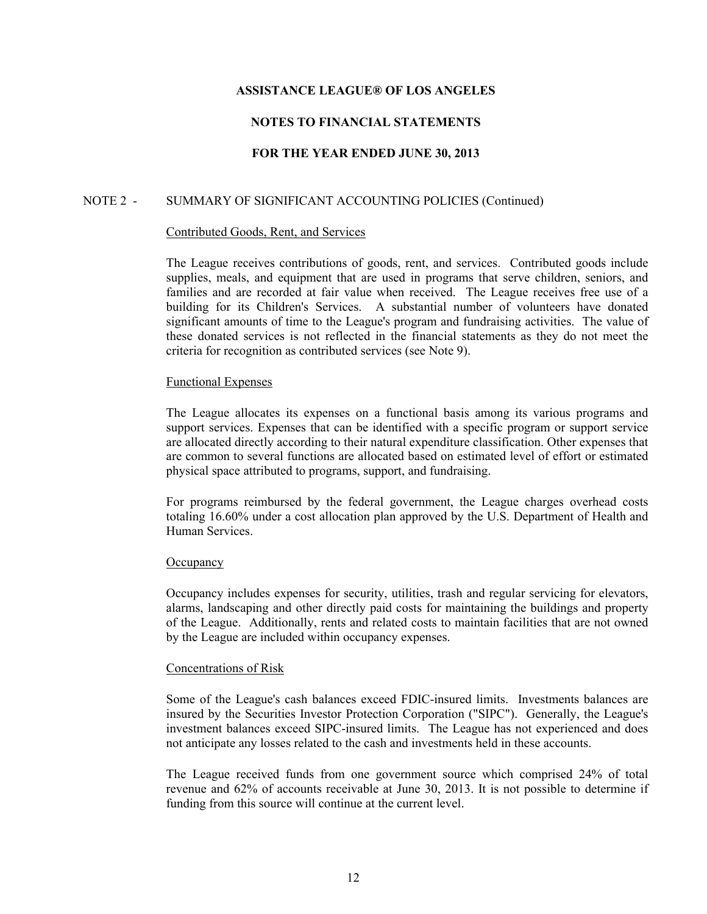# ASSISTANCE LEAGUE® OF LOS ANGELES

## NOTES TO FINANCIAL STATEMENTS

## FOR THE YEAR ENDED JUNE 30, 2013

### NOTE 2 - SUMMARY OF SIGNIFICANT ACCOUNTING POLICIES (Continued)

#### Contributed Goods, Rent, and Services

The League receives contributions of goods, rent, and services. Contributed goods include supplies, meals, and equipment that are used in programs that serve children, seniors, and families and are recorded at fair value when received. The League receives free use of a building for its Children's Services. A substantial number of volunteers have donated significant amounts of time to the League's program and fundraising activities. The value of these donated services is not reflected in the financial statements as they do not meet the criteria for recognition as contributed services (see Note 9).

#### Functional Expenses

The League allocates its expenses on a functional basis among its various programs and support services. Expenses that can be identified with a specific program or support service are allocated directly according to their natural expenditure classification. Other expenses that are common to several functions are allocated based on estimated level of effort or estimated physical space attributed to programs, support, and fundraising.

For programs reimbursed by the federal government, the League charges overhead costs totaling 16.60% under a cost allocation plan approved by the U.S. Department of Health and Human Services.

#### Occupancy

Occupancy includes expenses for security, utilities, trash and regular servicing for elevators, alarms, landscaping and other directly paid costs for maintaining the buildings and property of the League. Additionally, rents and related costs to maintain facilities that are not owned by the League are included within occupancy expenses.

#### Concentrations of Risk

Some of the League's cash balances exceed FDIC-insured limits. Investments balances are insured by the Securities Investor Protection Corporation ("SIPC"). Generally, the League's investment balances exceed SIPC-insured limits. The League has not experienced and does not anticipate any losses related to the cash and investments held in these accounts.

The League received funds from one government source which comprised 24% of total revenue and 62% of accounts receivable at June 30, 2013. It is not possible to determine if funding from this source will continue at the current level.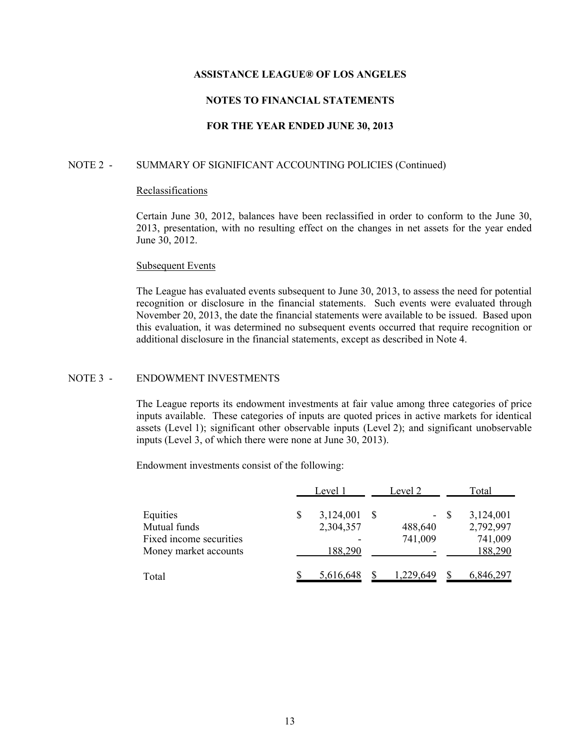**ASSISTANCE LEAGUE® OF LOS ANGELES**

**NOTES TO FINANCIAL STATEMENTS**

**FOR THE YEAR ENDED JUNE 30, 2013**

NOTE 2 - SUMMARY OF SIGNIFICANT ACCOUNTING POLICIES (Continued)

Reclassifications

Certain June 30, 2012, balances have been reclassified in order to conform to the June 30, 2013, presentation, with no resulting effect on the changes in net assets for the year ended June 30, 2012.

Subsequent Events

The League has evaluated events subsequent to June 30, 2013, to assess the need for potential recognition or disclosure in the financial statements. Such events were evaluated through November 20, 2013, the date the financial statements were available to be issued. Based upon this evaluation, it was determined no subsequent events occurred that require recognition or additional disclosure in the financial statements, except as described in Note 4.

NOTE 3 - ENDOWMENT INVESTMENTS

The League reports its endowment investments at fair value among three categories of price inputs available. These categories of inputs are quoted prices in active markets for identical assets (Level 1); significant other observable inputs (Level 2); and significant unobservable inputs (Level 3, of which there were none at June 30, 2013).

Endowment investments consist of the following:

| | Level 1 | Level 2 | Total |
|---|---|---|---|
| Equities | $ 3,124,001 | $ - | $ 3,124,001 |
| Mutual funds | 2,304,357 | 488,640 | 2,792,997 |
| Fixed income securities | - | 741,009 | 741,009 |
| Money market accounts | 188,290 | - | 188,290 |
| Total | $ 5,616,648 | $ 1,229,649 | $ 6,846,297 |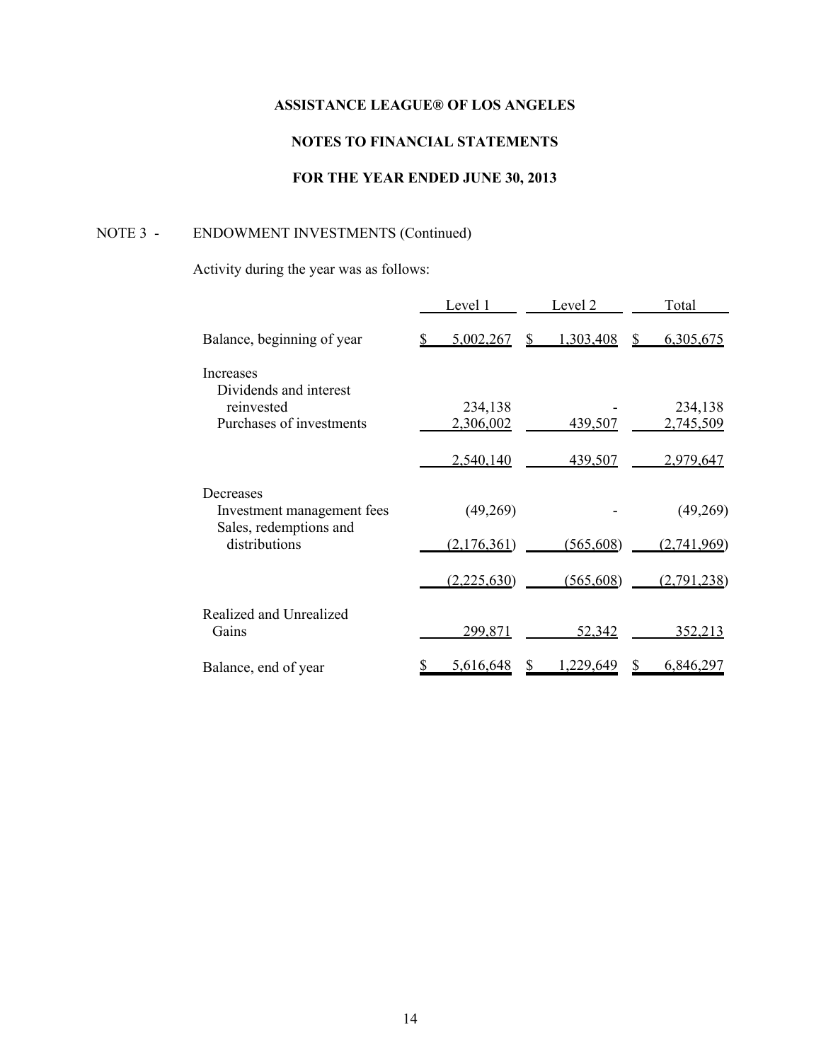**ASSISTANCE LEAGUE® OF LOS ANGELES**

**NOTES TO FINANCIAL STATEMENTS**

**FOR THE YEAR ENDED JUNE 30, 2013**

NOTE 3 - ENDOWMENT INVESTMENTS (Continued)

Activity during the year was as follows:

| | Level 1 | Level 2 | Total |
|---|---|---|---|
| Balance, beginning of year | $ 5,002,267 | $ 1,303,408 | $ 6,305,675 |
| Increases | | | |
| Dividends and interest reinvested | 234,138 | - | 234,138 |
| Purchases of investments | 2,306,002 | 439,507 | 2,745,509 |
| | 2,540,140 | 439,507 | 2,979,647 |
| Decreases | | | |
| Investment management fees | (49,269) | - | (49,269) |
| Sales, redemptions and distributions | (2,176,361) | (565,608) | (2,741,969) |
| | (2,225,630) | (565,608) | (2,791,238) |
| Realized and Unrealized Gains | 299,871 | 52,342 | 352,213 |
| Balance, end of year | $ 5,616,648 | $ 1,229,649 | $ 6,846,297 |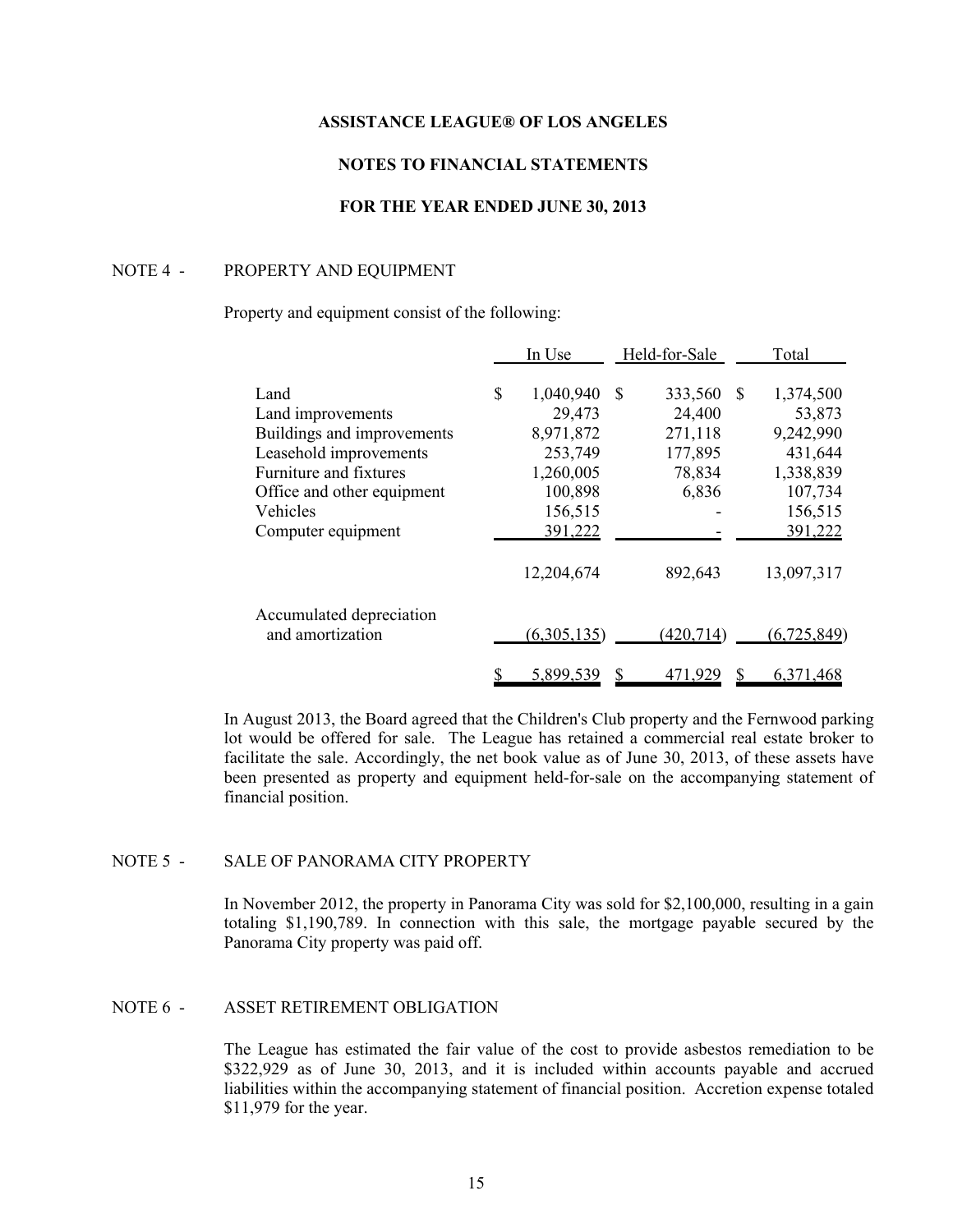**ASSISTANCE LEAGUE® OF LOS ANGELES**

**NOTES TO FINANCIAL STATEMENTS**

**FOR THE YEAR ENDED JUNE 30, 2013**

## NOTE 4 - PROPERTY AND EQUIPMENT

Property and equipment consist of the following:

| | In Use | Held-for-Sale | Total |
|---|---|---|---|
| Land | $ 1,040,940 | $ 333,560 | $ 1,374,500 |
| Land improvements | 29,473 | 24,400 | 53,873 |
| Buildings and improvements | 8,971,872 | 271,118 | 9,242,990 |
| Leasehold improvements | 253,749 | 177,895 | 431,644 |
| Furniture and fixtures | 1,260,005 | 78,834 | 1,338,839 |
| Office and other equipment | 100,898 | 6,836 | 107,734 |
| Vehicles | 156,515 | - | 156,515 |
| Computer equipment | 391,222 | - | 391,222 |
| | 12,204,674 | 892,643 | 13,097,317 |
| Accumulated depreciation and amortization | (6,305,135) | (420,714) | (6,725,849) |
| | $ 5,899,539 | $ 471,929 | $ 6,371,468 |

In August 2013, the Board agreed that the Children's Club property and the Fernwood parking lot would be offered for sale. The League has retained a commercial real estate broker to facilitate the sale. Accordingly, the net book value as of June 30, 2013, of these assets have been presented as property and equipment held-for-sale on the accompanying statement of financial position.

## NOTE 5 - SALE OF PANORAMA CITY PROPERTY

In November 2012, the property in Panorama City was sold for $2,100,000, resulting in a gain totaling $1,190,789. In connection with this sale, the mortgage payable secured by the Panorama City property was paid off.

## NOTE 6 - ASSET RETIREMENT OBLIGATION

The League has estimated the fair value of the cost to provide asbestos remediation to be $322,929 as of June 30, 2013, and it is included within accounts payable and accrued liabilities within the accompanying statement of financial position. Accretion expense totaled $11,979 for the year.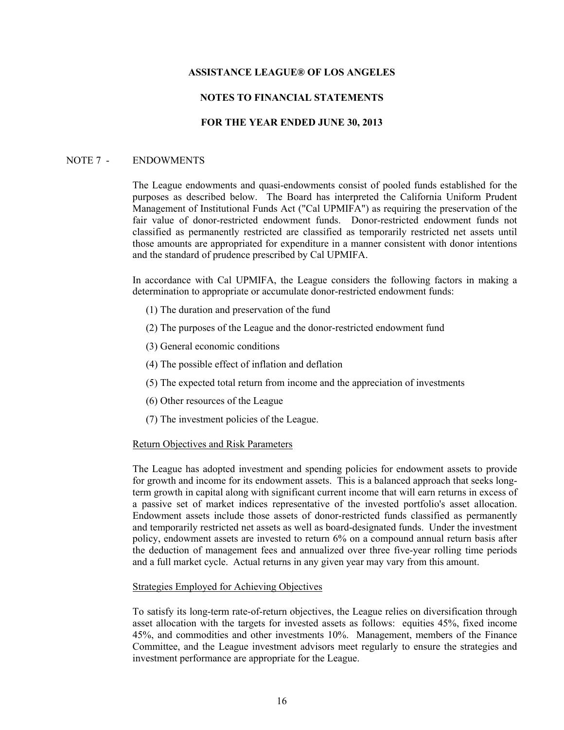**ASSISTANCE LEAGUE® OF LOS ANGELES**

**NOTES TO FINANCIAL STATEMENTS**

**FOR THE YEAR ENDED JUNE 30, 2013**

NOTE 7 - ENDOWMENTS

The League endowments and quasi-endowments consist of pooled funds established for the purposes as described below. The Board has interpreted the California Uniform Prudent Management of Institutional Funds Act ("Cal UPMIFA") as requiring the preservation of the fair value of donor-restricted endowment funds. Donor-restricted endowment funds not classified as permanently restricted are classified as temporarily restricted net assets until those amounts are appropriated for expenditure in a manner consistent with donor intentions and the standard of prudence prescribed by Cal UPMIFA.

In accordance with Cal UPMIFA, the League considers the following factors in making a determination to appropriate or accumulate donor-restricted endowment funds:

(1) The duration and preservation of the fund

(2) The purposes of the League and the donor-restricted endowment fund

(3) General economic conditions

(4) The possible effect of inflation and deflation

(5) The expected total return from income and the appreciation of investments

(6) Other resources of the League

(7) The investment policies of the League.

<u>Return Objectives and Risk Parameters</u>

The League has adopted investment and spending policies for endowment assets to provide for growth and income for its endowment assets. This is a balanced approach that seeks long-term growth in capital along with significant current income that will earn returns in excess of a passive set of market indices representative of the invested portfolio's asset allocation. Endowment assets include those assets of donor-restricted funds classified as permanently and temporarily restricted net assets as well as board-designated funds. Under the investment policy, endowment assets are invested to return 6% on a compound annual return basis after the deduction of management fees and annualized over three five-year rolling time periods and a full market cycle. Actual returns in any given year may vary from this amount.

<u>Strategies Employed for Achieving Objectives</u>

To satisfy its long-term rate-of-return objectives, the League relies on diversification through asset allocation with the targets for invested assets as follows: equities 45%, fixed income 45%, and commodities and other investments 10%. Management, members of the Finance Committee, and the League investment advisors meet regularly to ensure the strategies and investment performance are appropriate for the League.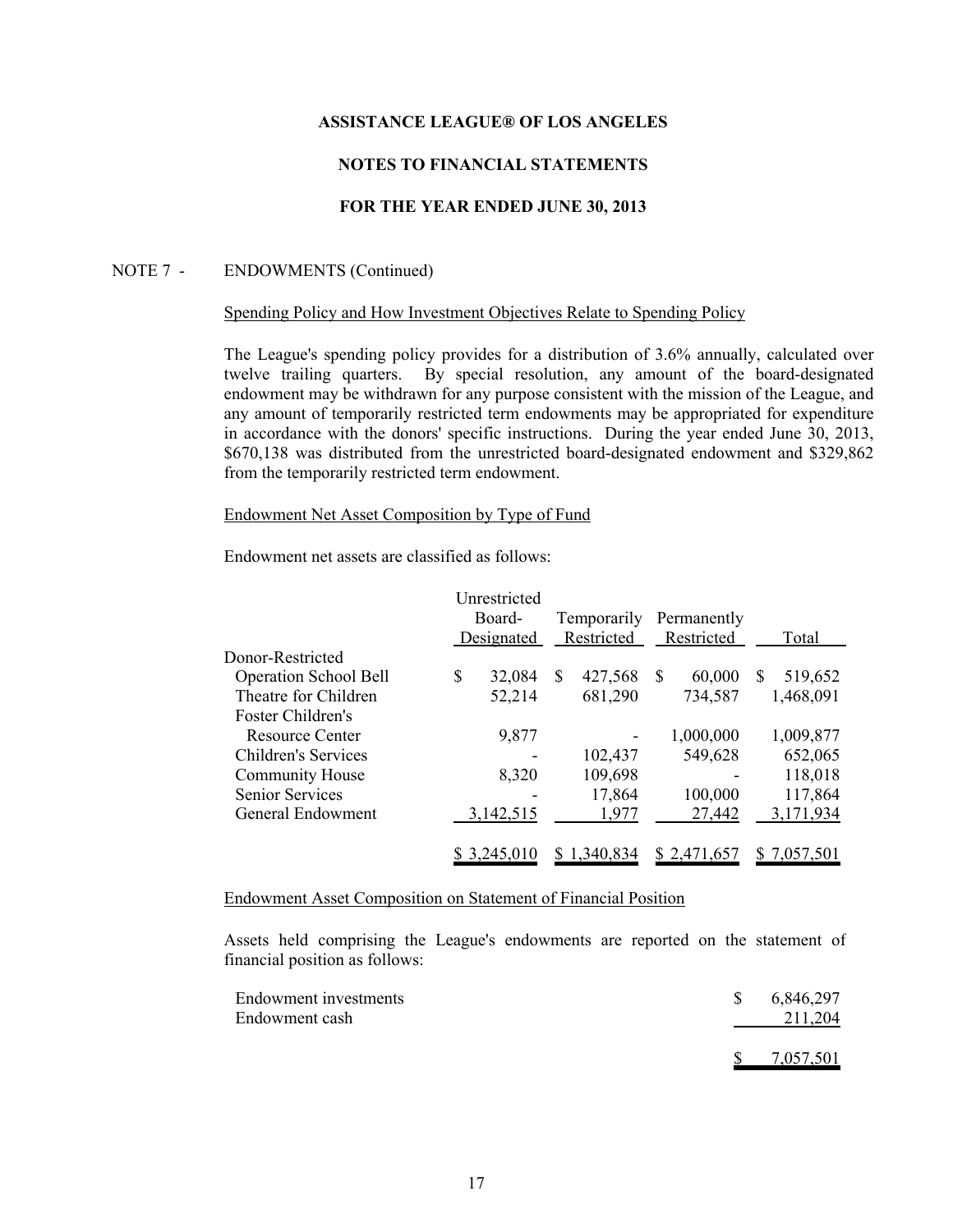**ASSISTANCE LEAGUE® OF LOS ANGELES**

**NOTES TO FINANCIAL STATEMENTS**

**FOR THE YEAR ENDED JUNE 30, 2013**

NOTE 7 - ENDOWMENTS (Continued)

Spending Policy and How Investment Objectives Relate to Spending Policy

The League's spending policy provides for a distribution of 3.6% annually, calculated over twelve trailing quarters. By special resolution, any amount of the board-designated endowment may be withdrawn for any purpose consistent with the mission of the League, and any amount of temporarily restricted term endowments may be appropriated for expenditure in accordance with the donors' specific instructions. During the year ended June 30, 2013, $670,138 was distributed from the unrestricted board-designated endowment and $329,862 from the temporarily restricted term endowment.

Endowment Net Asset Composition by Type of Fund

Endowment net assets are classified as follows:

| | Unrestricted Board-Designated | Temporarily Restricted | Permanently Restricted | Total |
|---|---|---|---|---|
| Donor-Restricted | | | | |
| Operation School Bell | $ 32,084 | $ 427,568 | $ 60,000 | $ 519,652 |
| Theatre for Children | 52,214 | 681,290 | 734,587 | 1,468,091 |
| Foster Children's Resource Center | 9,877 | - | 1,000,000 | 1,009,877 |
| Children's Services | - | 102,437 | 549,628 | 652,065 |
| Community House | 8,320 | 109,698 | - | 118,018 |
| Senior Services | - | 17,864 | 100,000 | 117,864 |
| General Endowment | 3,142,515 | 1,977 | 27,442 | 3,171,934 |
| | $ 3,245,010 | $ 1,340,834 | $ 2,471,657 | $ 7,057,501 |

Endowment Asset Composition on Statement of Financial Position

Assets held comprising the League's endowments are reported on the statement of financial position as follows:

| | |
|---|---|
| Endowment investments | $ 6,846,297 |
| Endowment cash | 211,204 |
| | $ 7,057,501 |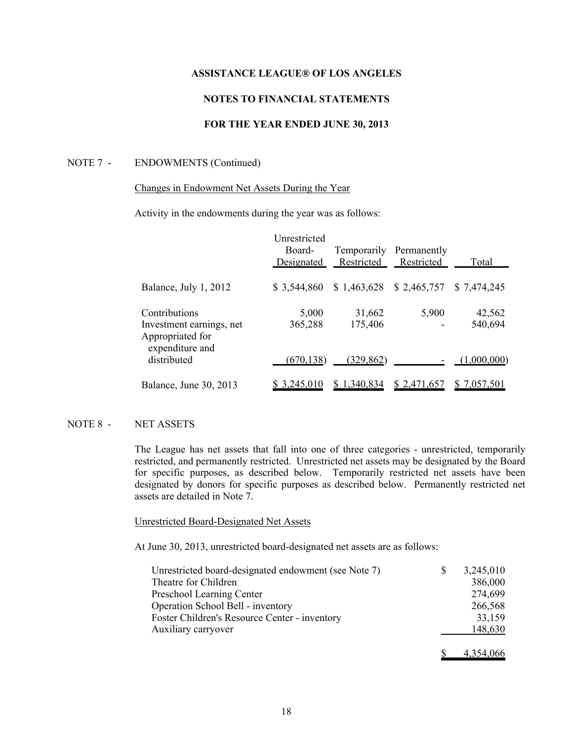# ASSISTANCE LEAGUE® OF LOS ANGELES

## NOTES TO FINANCIAL STATEMENTS

## FOR THE YEAR ENDED JUNE 30, 2013

NOTE 7 - ENDOWMENTS (Continued)

Changes in Endowment Net Assets During the Year

Activity in the endowments during the year was as follows:

| | Unrestricted Board-Designated | Temporarily Restricted | Permanently Restricted | Total |
|---|---|---|---|---|
| Balance, July 1, 2012 | $ 3,544,860 | $ 1,463,628 | $ 2,465,757 | $ 7,474,245 |
| Contributions | 5,000 | 31,662 | 5,900 | 42,562 |
| Investment earnings, net | 365,288 | 175,406 | - | 540,694 |
| Appropriated for expenditure and distributed | (670,138) | (329,862) | - | (1,000,000) |
| Balance, June 30, 2013 | $ 3,245,010 | $ 1,340,834 | $ 2,471,657 | $ 7,057,501 |

NOTE 8 - NET ASSETS

The League has net assets that fall into one of three categories - unrestricted, temporarily restricted, and permanently restricted. Unrestricted net assets may be designated by the Board for specific purposes, as described below. Temporarily restricted net assets have been designated by donors for specific purposes as described below. Permanently restricted net assets are detailed in Note 7.

Unrestricted Board-Designated Net Assets

At June 30, 2013, unrestricted board-designated net assets are as follows:

| | |
|---|---|
| Unrestricted board-designated endowment (see Note 7) | $ 3,245,010 |
| Theatre for Children | 386,000 |
| Preschool Learning Center | 274,699 |
| Operation School Bell - inventory | 266,568 |
| Foster Children's Resource Center - inventory | 33,159 |
| Auxiliary carryover | 148,630 |
| | $ 4,354,066 |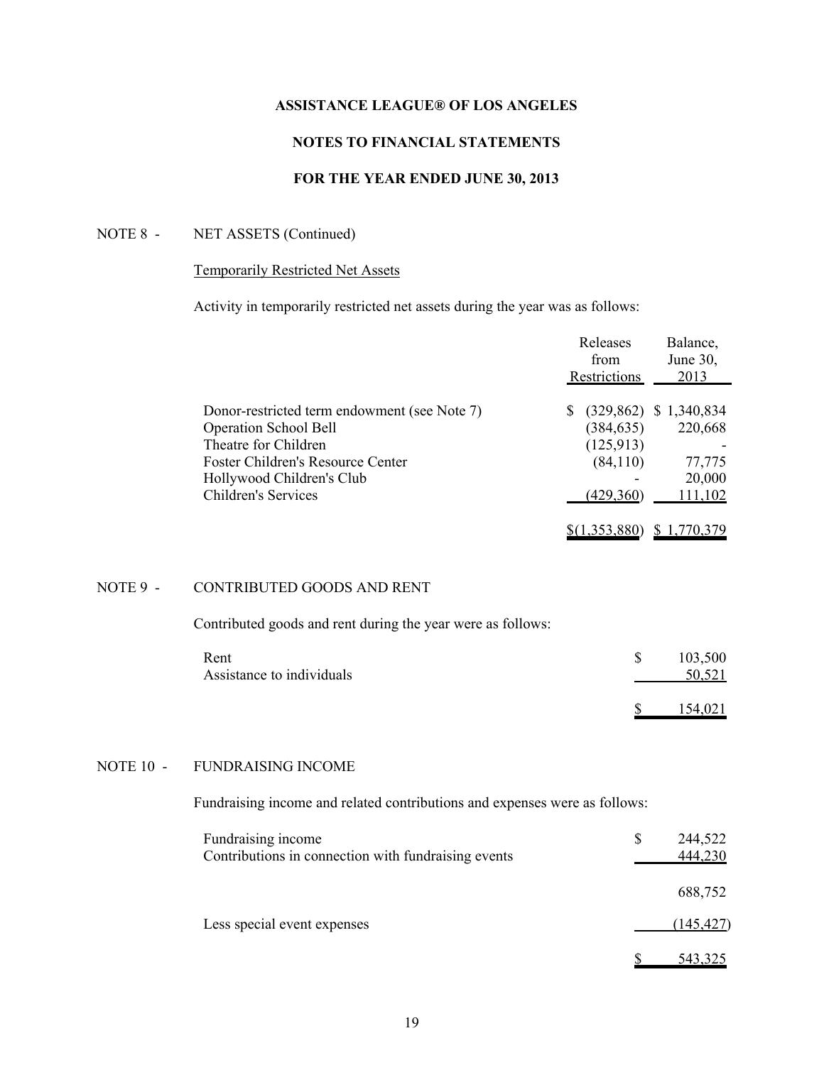**ASSISTANCE LEAGUE® OF LOS ANGELES**

**NOTES TO FINANCIAL STATEMENTS**

**FOR THE YEAR ENDED JUNE 30, 2013**

NOTE 8 - NET ASSETS (Continued)

Temporarily Restricted Net Assets

Activity in temporarily restricted net assets during the year was as follows:

| | Releases from Restrictions | Balance, June 30, 2013 |
|---|---|---|
| Donor-restricted term endowment (see Note 7) | $ (329,862) | $ 1,340,834 |
| Operation School Bell | (384,635) | 220,668 |
| Theatre for Children | (125,913) | - |
| Foster Children's Resource Center | (84,110) | 77,775 |
| Hollywood Children's Club | - | 20,000 |
| Children's Services | (429,360) | 111,102 |
| | $(1,353,880) | $ 1,770,379 |

NOTE 9 - CONTRIBUTED GOODS AND RENT

Contributed goods and rent during the year were as follows:

| | |
|---|---|
| Rent | $ 103,500 |
| Assistance to individuals | 50,521 |
| | $ 154,021 |

NOTE 10 - FUNDRAISING INCOME

Fundraising income and related contributions and expenses were as follows:

| | |
|---|---|
| Fundraising income | $ 244,522 |
| Contributions in connection with fundraising events | 444,230 |
| | 688,752 |
| Less special event expenses | (145,427) |
| | $ 543,325 |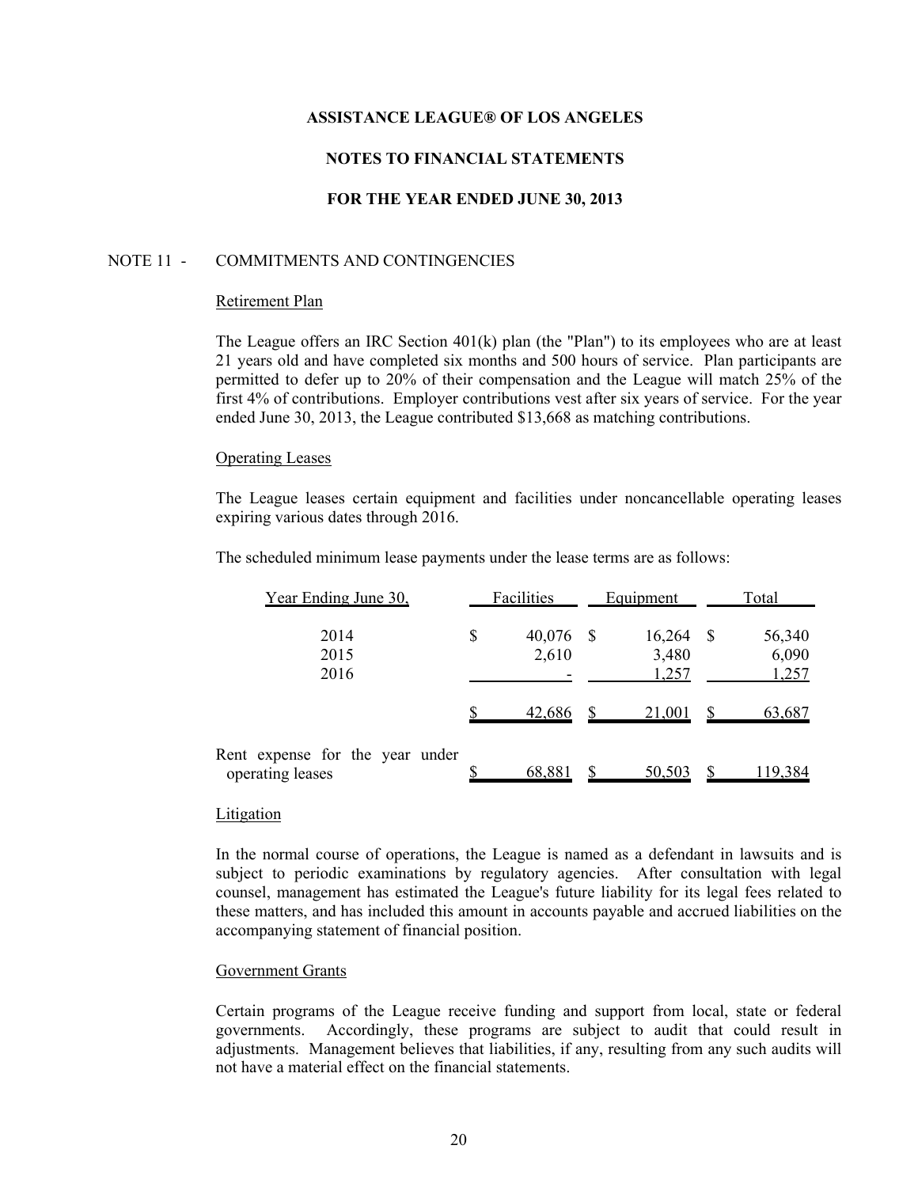# ASSISTANCE LEAGUE® OF LOS ANGELES

## NOTES TO FINANCIAL STATEMENTS

## FOR THE YEAR ENDED JUNE 30, 2013

NOTE 11 - COMMITMENTS AND CONTINGENCIES

Retirement Plan

The League offers an IRC Section 401(k) plan (the "Plan") to its employees who are at least 21 years old and have completed six months and 500 hours of service. Plan participants are permitted to defer up to 20% of their compensation and the League will match 25% of the first 4% of contributions. Employer contributions vest after six years of service. For the year ended June 30, 2013, the League contributed $13,668 as matching contributions.

Operating Leases

The League leases certain equipment and facilities under noncancellable operating leases expiring various dates through 2016.

The scheduled minimum lease payments under the lease terms are as follows:

| Year Ending June 30, | Facilities | Equipment | Total |
|---|---|---|---|
| 2014 | $ 40,076 | $ 16,264 | $ 56,340 |
| 2015 | 2,610 | 3,480 | 6,090 |
| 2016 | - | 1,257 | 1,257 |
| | $ 42,686 | $ 21,001 | $ 63,687 |
| Rent expense for the year under operating leases | $ 68,881 | $ 50,503 | $ 119,384 |

Litigation

In the normal course of operations, the League is named as a defendant in lawsuits and is subject to periodic examinations by regulatory agencies. After consultation with legal counsel, management has estimated the League's future liability for its legal fees related to these matters, and has included this amount in accounts payable and accrued liabilities on the accompanying statement of financial position.

Government Grants

Certain programs of the League receive funding and support from local, state or federal governments. Accordingly, these programs are subject to audit that could result in adjustments. Management believes that liabilities, if any, resulting from any such audits will not have a material effect on the financial statements.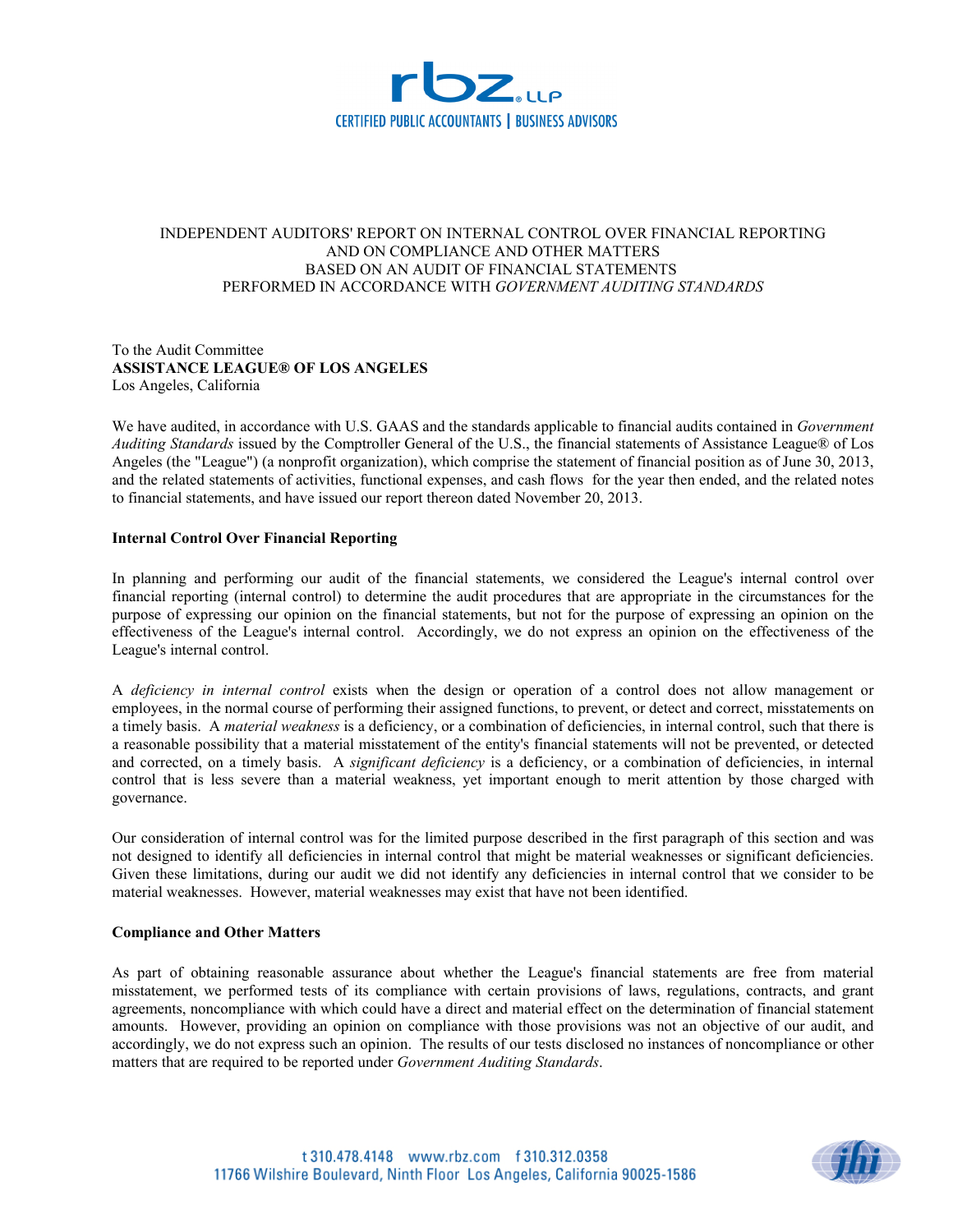rbz LLP
CERTIFIED PUBLIC ACCOUNTANTS | BUSINESS ADVISORS

INDEPENDENT AUDITORS' REPORT ON INTERNAL CONTROL OVER FINANCIAL REPORTING AND ON COMPLIANCE AND OTHER MATTERS BASED ON AN AUDIT OF FINANCIAL STATEMENTS PERFORMED IN ACCORDANCE WITH *GOVERNMENT AUDITING STANDARDS*

To the Audit Committee
**ASSISTANCE LEAGUE® OF LOS ANGELES**
Los Angeles, California

We have audited, in accordance with U.S. GAAS and the standards applicable to financial audits contained in *Government Auditing Standards* issued by the Comptroller General of the U.S., the financial statements of Assistance League® of Los Angeles (the "League") (a nonprofit organization), which comprise the statement of financial position as of June 30, 2013, and the related statements of activities, functional expenses, and cash flows for the year then ended, and the related notes to financial statements, and have issued our report thereon dated November 20, 2013.

**Internal Control Over Financial Reporting**

In planning and performing our audit of the financial statements, we considered the League's internal control over financial reporting (internal control) to determine the audit procedures that are appropriate in the circumstances for the purpose of expressing our opinion on the financial statements, but not for the purpose of expressing an opinion on the effectiveness of the League's internal control. Accordingly, we do not express an opinion on the effectiveness of the League's internal control.

A *deficiency in internal control* exists when the design or operation of a control does not allow management or employees, in the normal course of performing their assigned functions, to prevent, or detect and correct, misstatements on a timely basis. A *material weakness* is a deficiency, or a combination of deficiencies, in internal control, such that there is a reasonable possibility that a material misstatement of the entity's financial statements will not be prevented, or detected and corrected, on a timely basis. A *significant deficiency* is a deficiency, or a combination of deficiencies, in internal control that is less severe than a material weakness, yet important enough to merit attention by those charged with governance.

Our consideration of internal control was for the limited purpose described in the first paragraph of this section and was not designed to identify all deficiencies in internal control that might be material weaknesses or significant deficiencies. Given these limitations, during our audit we did not identify any deficiencies in internal control that we consider to be material weaknesses. However, material weaknesses may exist that have not been identified.

**Compliance and Other Matters**

As part of obtaining reasonable assurance about whether the League's financial statements are free from material misstatement, we performed tests of its compliance with certain provisions of laws, regulations, contracts, and grant agreements, noncompliance with which could have a direct and material effect on the determination of financial statement amounts. However, providing an opinion on compliance with those provisions was not an objective of our audit, and accordingly, we do not express such an opinion. The results of our tests disclosed no instances of noncompliance or other matters that are required to be reported under *Government Auditing Standards*.

t 310.478.4148 www.rbz.com f 310.312.0358
11766 Wilshire Boulevard, Ninth Floor Los Angeles, California 90025-1586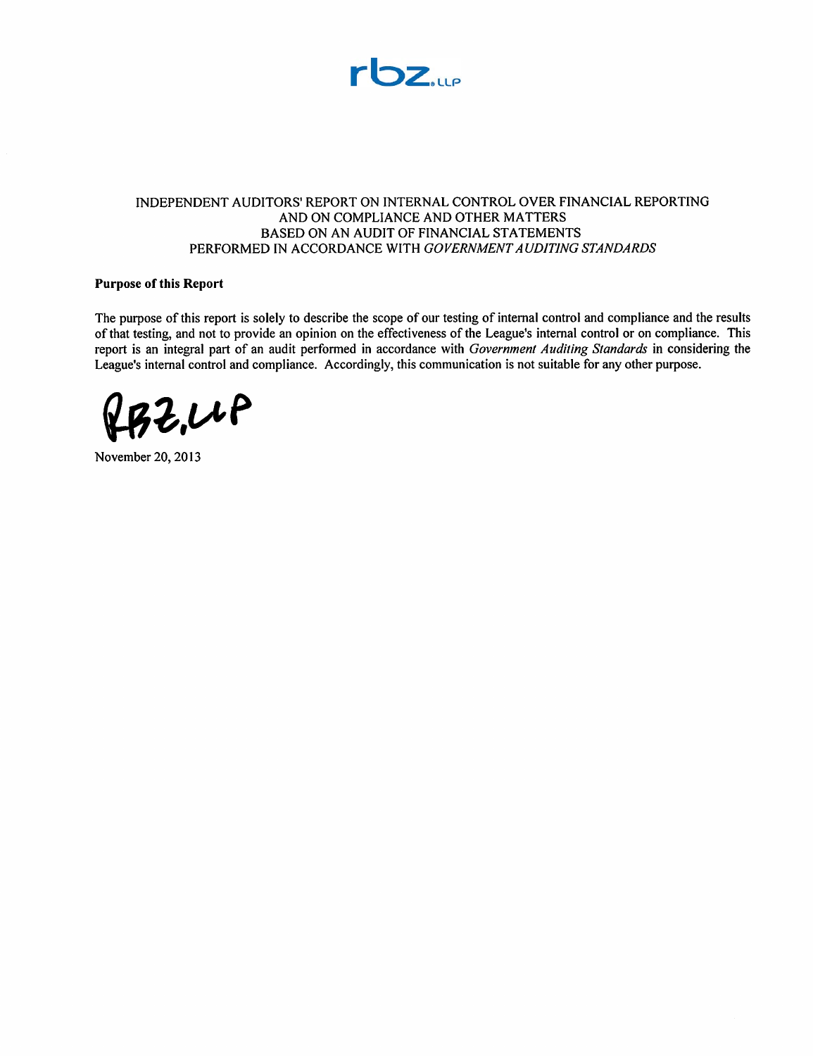rbz LLP

INDEPENDENT AUDITORS' REPORT ON INTERNAL CONTROL OVER FINANCIAL REPORTING AND ON COMPLIANCE AND OTHER MATTERS BASED ON AN AUDIT OF FINANCIAL STATEMENTS PERFORMED IN ACCORDANCE WITH *GOVERNMENT AUDITING STANDARDS*

**Purpose of this Report**

The purpose of this report is solely to describe the scope of our testing of internal control and compliance and the results of that testing, and not to provide an opinion on the effectiveness of the League's internal control or on compliance. This report is an integral part of an audit performed in accordance with *Government Auditing Standards* in considering the League's internal control and compliance. Accordingly, this communication is not suitable for any other purpose.

RBZ, LLP

November 20, 2013